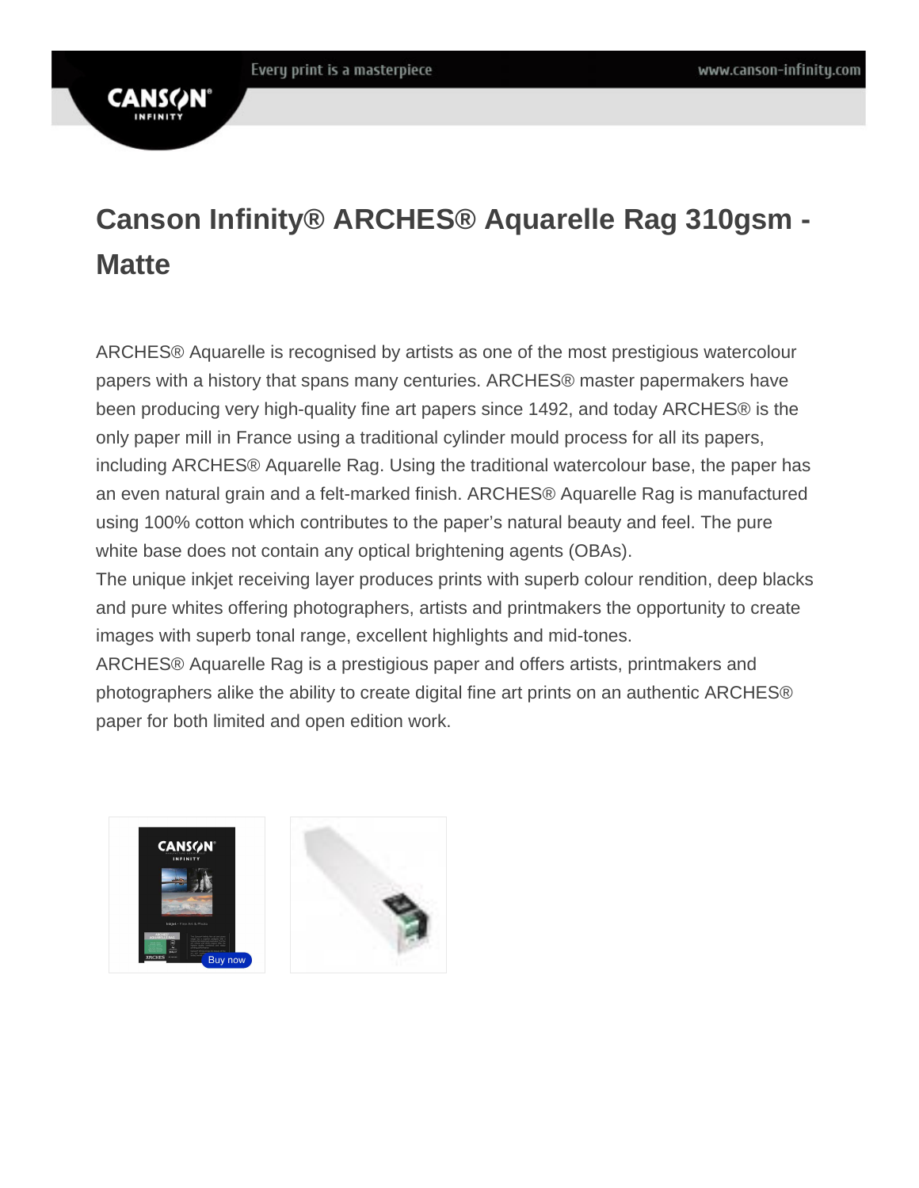# Canson Infinity® ARCHES® Aquarelle Rag 310gsm - Matte

ARCHES® Aquarelle is recognised by artists as one of the most prestigious watercolour papers with a history that spans many centuries. ARCHES® master papermakers have been producing very high-quality fine art papers since 1492, and today ARCHES® is the only paper mill in France using a traditional cylinder mould process for all its papers, including ARCHES® Aquarelle Rag. Using the traditional watercolour base, the paper has an even natural grain and a felt-marked finish. ARCHES® Aquarelle Rag is manufactured using 100% cotton which contributes to the paper's natural beauty and feel. The pure white base does not contain any optical brightening agents (OBAs).
The unique inkjet receiving layer produces prints with superb colour rendition, deep blacks and pure whites offering photographers, artists and printmakers the opportunity to create images with superb tonal range, excellent highlights and mid-tones.
ARCHES® Aquarelle Rag is a prestigious paper and offers artists, printmakers and photographers alike the ability to create digital fine art prints on an authentic ARCHES® paper for both limited and open edition work.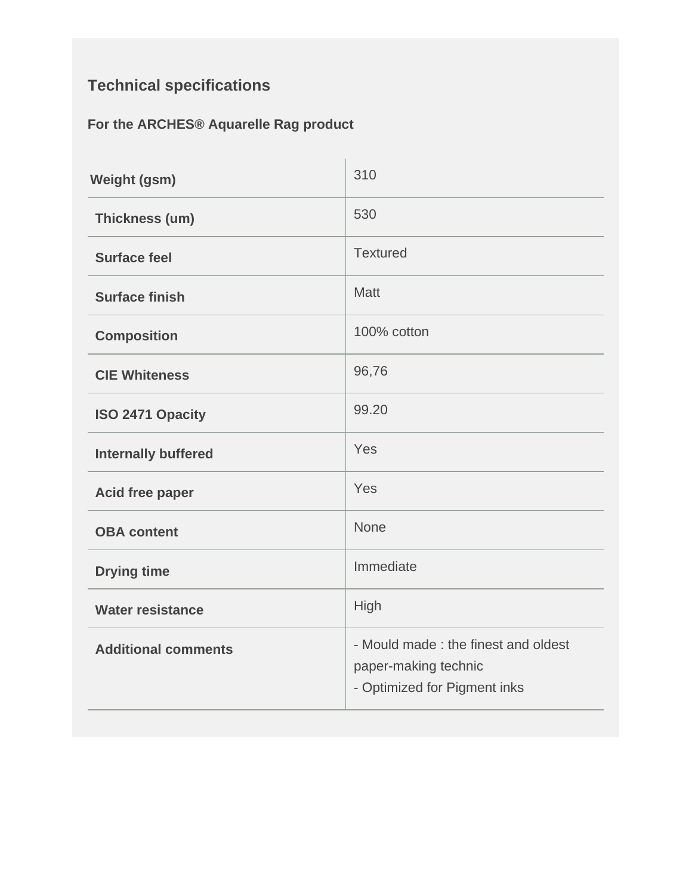## Technical specifications

### For the ARCHES® Aquarelle Rag product

| | |
|---|---|
| **Weight (gsm)** | 310 |
| **Thickness (um)** | 530 |
| **Surface feel** | Textured |
| **Surface finish** | Matt |
| **Composition** | 100% cotton |
| **CIE Whiteness** | 96,76 |
| **ISO 2471 Opacity** | 99.20 |
| **Internally buffered** | Yes |
| **Acid free paper** | Yes |
| **OBA content** | None |
| **Drying time** | Immediate |
| **Water resistance** | High |
| **Additional comments** | - Mould made : the finest and oldest paper-making technic<br>- Optimized for Pigment inks |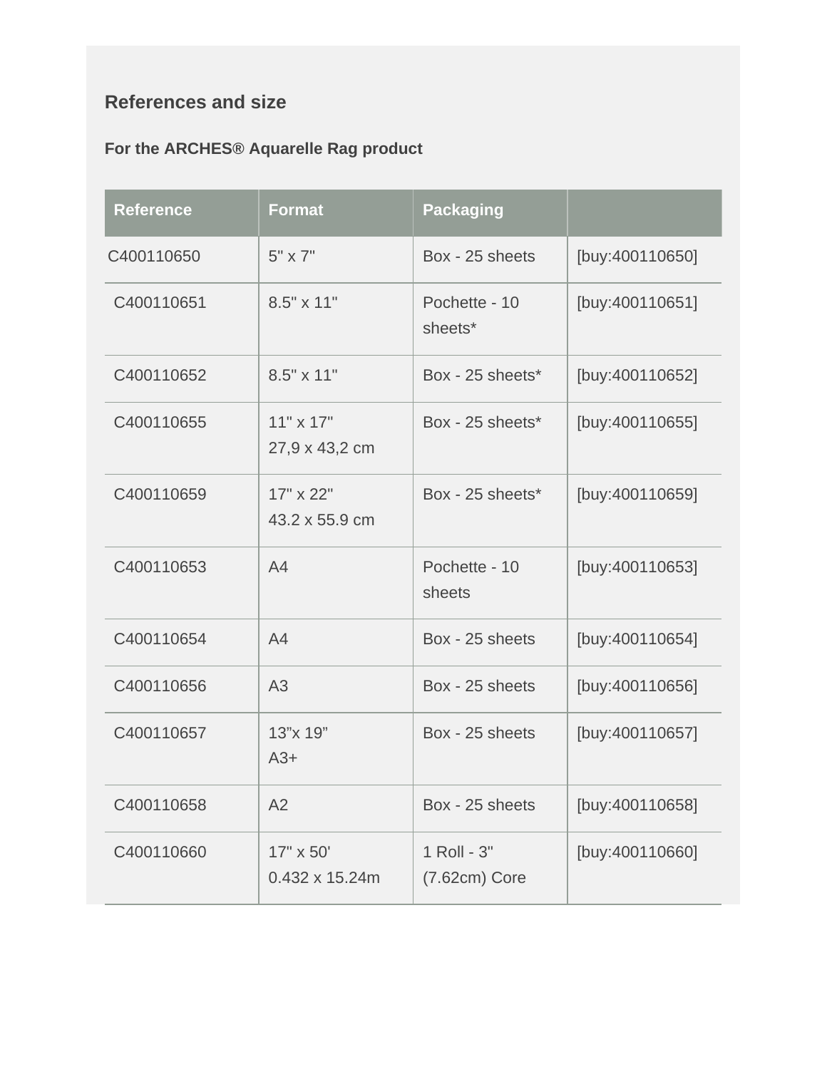## References and size

### For the ARCHES® Aquarelle Rag product

| Reference | Format | Packaging | |
|---|---|---|---|
| C400110650 | 5" x 7" | Box - 25 sheets | [buy:400110650] |
| C400110651 | 8.5" x 11" | Pochette - 10 sheets* | [buy:400110651] |
| C400110652 | 8.5" x 11" | Box - 25 sheets* | [buy:400110652] |
| C400110655 | 11" x 17"<br>27,9 x 43,2 cm | Box - 25 sheets* | [buy:400110655] |
| C400110659 | 17" x 22"<br>43.2 x 55.9 cm | Box - 25 sheets* | [buy:400110659] |
| C400110653 | A4 | Pochette - 10 sheets | [buy:400110653] |
| C400110654 | A4 | Box - 25 sheets | [buy:400110654] |
| C400110656 | A3 | Box - 25 sheets | [buy:400110656] |
| C400110657 | 13"x 19"<br>A3+ | Box - 25 sheets | [buy:400110657] |
| C400110658 | A2 | Box - 25 sheets | [buy:400110658] |
| C400110660 | 17" x 50'<br>0.432 x 15.24m | 1 Roll - 3" (7.62cm) Core | [buy:400110660] |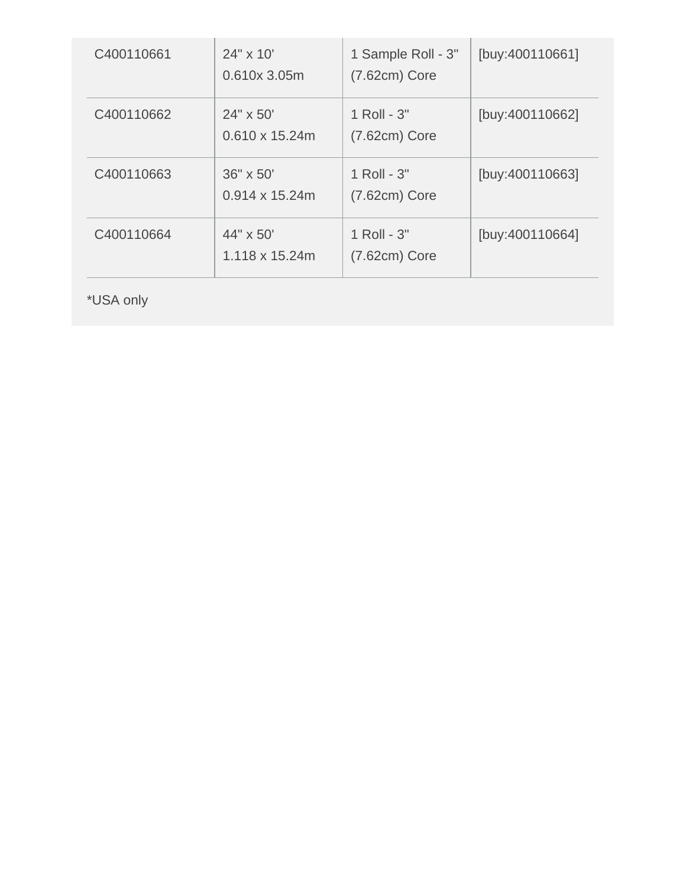| | | | |
|---|---|---|---|
| C400110661 | 24" x 10'<br>0.610x 3.05m | 1 Sample Roll - 3" (7.62cm) Core | [buy:400110661] |
| C400110662 | 24" x 50'<br>0.610 x 15.24m | 1 Roll - 3" (7.62cm) Core | [buy:400110662] |
| C400110663 | 36" x 50'<br>0.914 x 15.24m | 1 Roll - 3" (7.62cm) Core | [buy:400110663] |
| C400110664 | 44" x 50'<br>1.118 x 15.24m | 1 Roll - 3" (7.62cm) Core | [buy:400110664] |

*USA only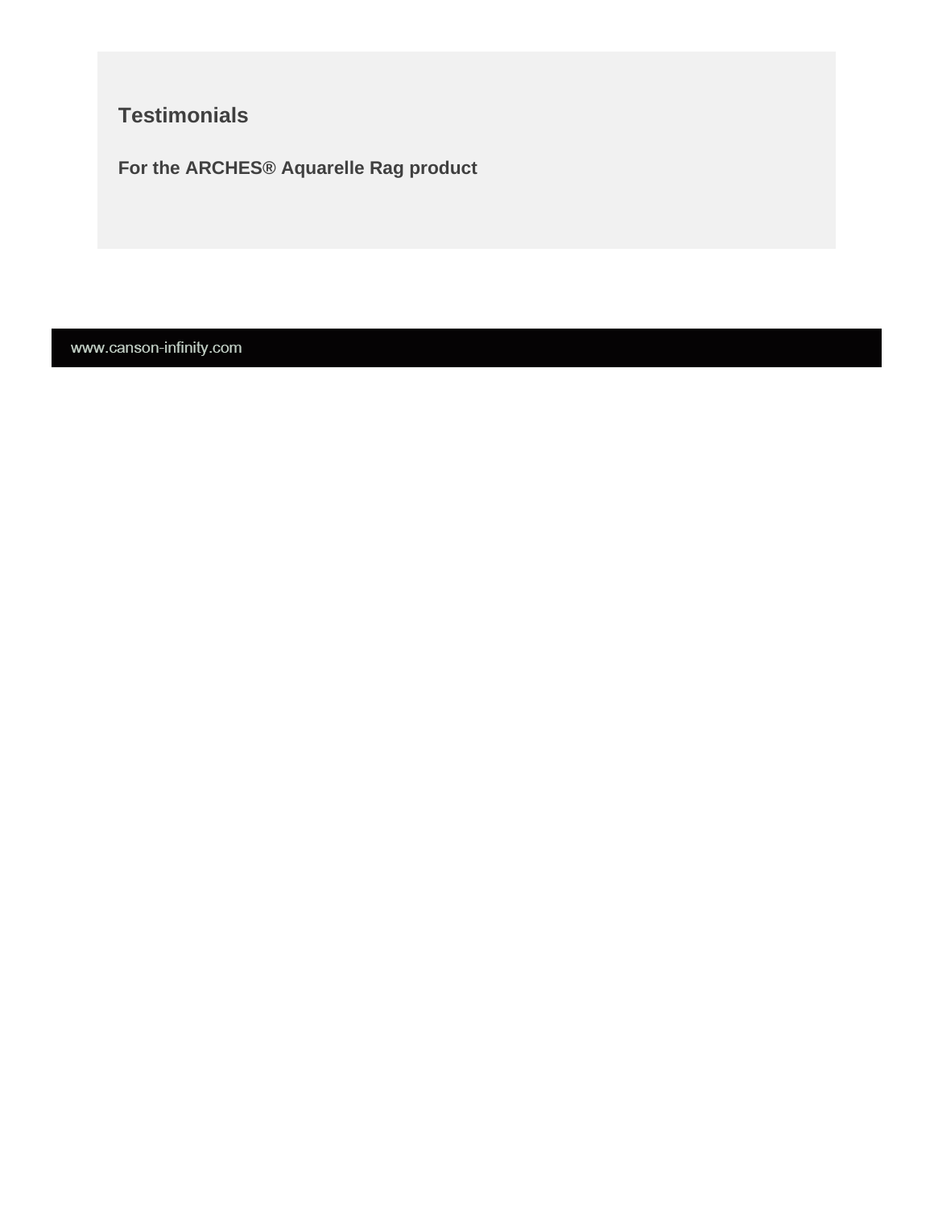## Testimonials

**For the ARCHES® Aquarelle Rag product**

www.canson-infinity.com